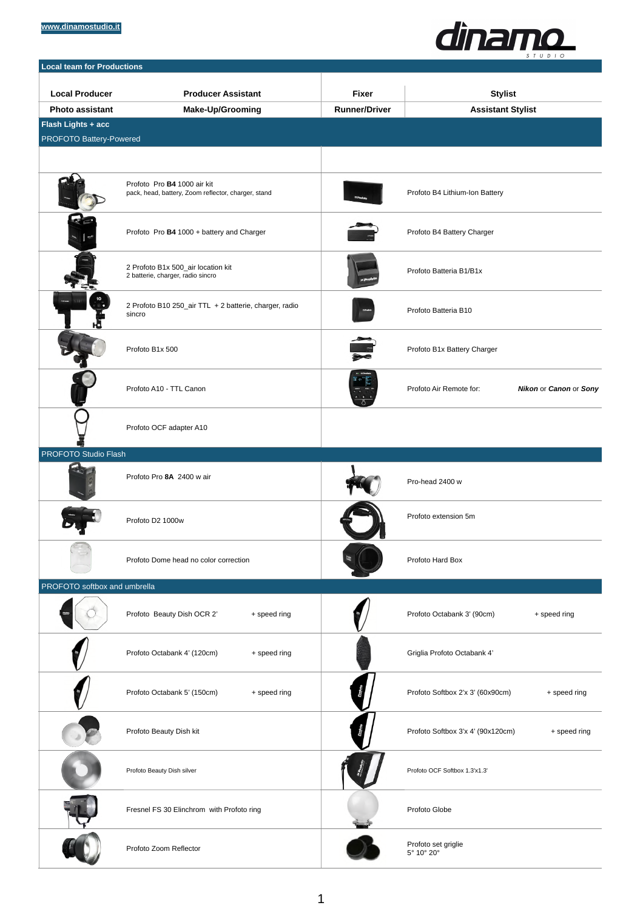www.dinamostudio.it

## Local team for Productions

| Local Producer | Producer Assistant | Fixer | Stylist |
|---|---|---|---|
| Photo assistant | Make-Up/Grooming | Runner/Driver | Assistant Stylist |

## Flash Lights + acc

### PROFOTO Battery-Powered

| Item | Item |
|---|---|
| Profoto Pro **B4** 1000 air kit<br>pack, head, battery, Zoom reflector, charger, stand | Profoto B4 Lithium-Ion Battery |
| Profoto Pro **B4** 1000 + battery and Charger | Profoto B4 Battery Charger |
| 2 Profoto B1x 500_air location kit<br>2 batterie, charger, radio sincro | Profoto Batteria B1/B1x |
| 2 Profoto B10 250_air TTL + 2 batterie, charger, radio sincro | Profoto Batteria B10 |
| Profoto B1x 500 | Profoto B1x Battery Charger |
| Profoto A10 - TTL Canon | Profoto Air Remote for: ***Nikon*** or ***Canon*** or ***Sony*** |
| Profoto OCF adapter A10 | |

### PROFOTO Studio Flash

| Item | Item |
|---|---|
| Profoto Pro **8A** 2400 w air | Pro-head 2400 w |
| Profoto D2 1000w | Profoto extension 5m |
| Profoto Dome head no color correction | Profoto Hard Box |

### PROFOTO softbox and umbrella

| Item | Item |
|---|---|
| Profoto Beauty Dish OCR 2' + speed ring | Profoto Octabank 3' (90cm) + speed ring |
| Profoto Octabank 4' (120cm) + speed ring | Griglia Profoto Octabank 4' |
| Profoto Octabank 5' (150cm) + speed ring | Profoto Softbox 2'x 3' (60x90cm) + speed ring |
| Profoto Beauty Dish kit | Profoto Softbox 3'x 4' (90x120cm) + speed ring |
| Profoto Beauty Dish silver | Profoto OCF Softbox 1.3'x1.3' |
| Fresnel FS 30 Elinchrom with Profoto ring | Profoto Globe |
| Profoto Zoom Reflector | Profoto set griglie<br>5° 10° 20° |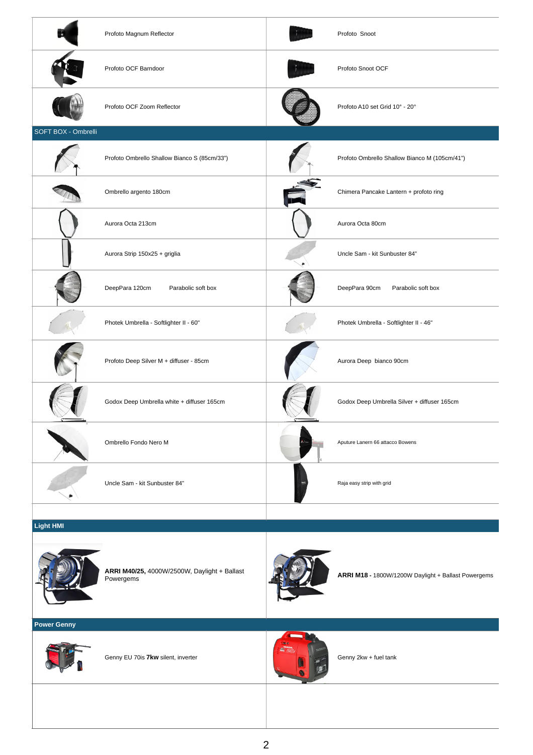| | | | |
|---|---|---|---|
| | Profoto Magnum Reflector | | Profoto Snoot |
| | Profoto OCF Barndoor | | Profoto Snoot OCF |
| | Profoto OCF Zoom Reflector | | Profoto A10 set Grid 10° - 20° |

## SOFT BOX - Ombrelli

| | | | |
|---|---|---|---|
| | Profoto Ombrello Shallow Bianco S (85cm/33") | | Profoto Ombrello Shallow Bianco M (105cm/41") |
| | Ombrello argento 180cm | | Chimera Pancake Lantern + profoto ring |
| | Aurora Octa 213cm | | Aurora Octa 80cm |
| | Aurora Strip 150x25 + griglia | | Uncle Sam - kit Sunbuster 84" |
| | DeepPara 120cm Parabolic soft box | | DeepPara 90cm Parabolic soft box |
| | Photek Umbrella - Softlighter II - 60" | | Photek Umbrella - Softlighter II - 46" |
| | Profoto Deep Silver M + diffuser - 85cm | | Aurora Deep bianco 90cm |
| | Godox Deep Umbrella white + diffuser 165cm | | Godox Deep Umbrella Silver + diffuser 165cm |
| | Ombrello Fondo Nero M | | Aputure Lanern 66 attacco Bowens |
| | Uncle Sam - kit Sunbuster 84" | | Raja easy strip with grid |

## Light HMI

| | | | |
|---|---|---|---|
| | **ARRI M40/25,** 4000W/2500W, Daylight + Ballast Powergems | | **ARRI M18 -** 1800W/1200W Daylight + Ballast Powergems |

## Power Genny

| | | | |
|---|---|---|---|
| | Genny EU 70is **7kw** silent, inverter | | Genny 2kw + fuel tank |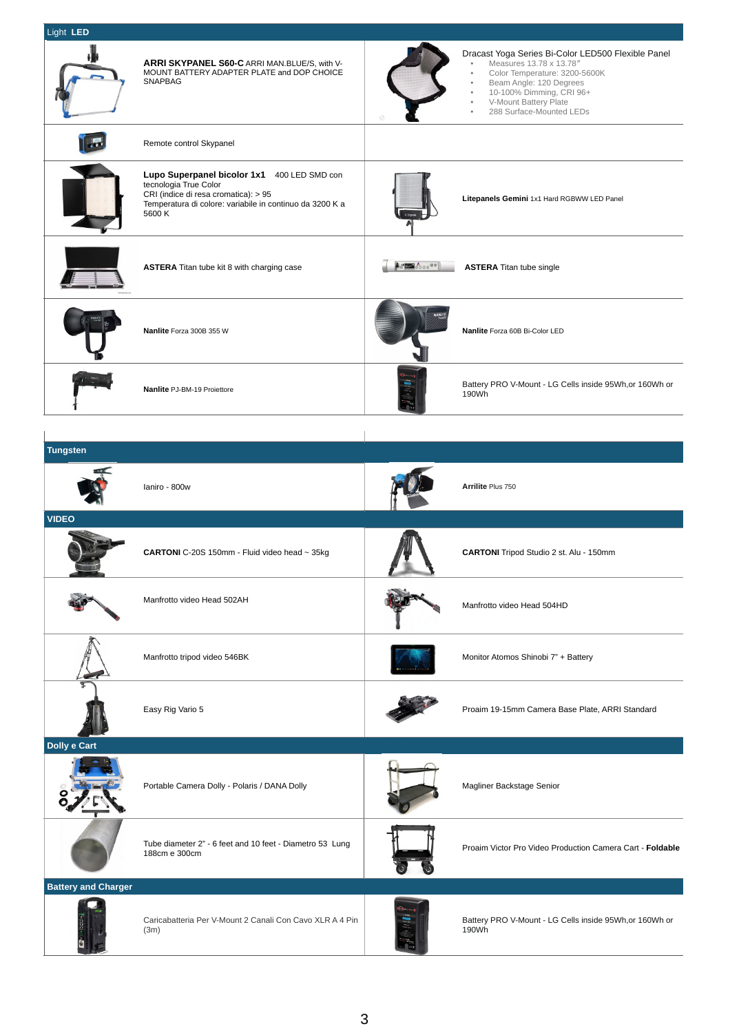## Light LED

| | |
|---|---|
| **ARRI SKYPANEL S60-C** ARRI MAN.BLUE/S, with V-MOUNT BATTERY ADAPTER PLATE and DOP CHOICE SNAPBAG | Dracast Yoga Series Bi-Color LED500 Flexible Panel<br>• Measures 13.78 x 13.78″<br>• Color Temperature: 3200-5600K<br>• Beam Angle: 120 Degrees<br>• 10-100% Dimming, CRI 96+<br>• V-Mount Battery Plate<br>• 288 Surface-Mounted LEDs |
| Remote control Skypanel | |
| **Lupo Superpanel bicolor 1x1** 400 LED SMD con tecnologia True Color<br>CRI (indice di resa cromatica): > 95<br>Temperatura di colore: variabile in continuo da 3200 K a 5600 K | **Litepanels Gemini** 1x1 Hard RGBWW LED Panel |
| **ASTERA** Titan tube kit 8 with charging case | **ASTERA** Titan tube single |
| **Nanlite** Forza 300B 355 W | **Nanlite** Forza 60B Bi-Color LED |
| **Nanlite** PJ-BM-19 Proiettore | Battery PRO V-Mount - LG Cells inside 95Wh,or 160Wh or 190Wh |

## Tungsten

| | |
|---|---|
| Ianiro - 800w | **Arrilite** Plus 750 |

## VIDEO

| | |
|---|---|
| **CARTONI** C-20S 150mm - Fluid video head ~ 35kg | **CARTONI** Tripod Studio 2 st. Alu - 150mm |
| Manfrotto video Head 502AH | Manfrotto video Head 504HD |
| Manfrotto tripod video 546BK | Monitor Atomos Shinobi 7" + Battery |
| Easy Rig Vario 5 | Proaim 19-15mm Camera Base Plate, ARRI Standard |

## Dolly e Cart

| | |
|---|---|
| Portable Camera Dolly - Polaris / DANA Dolly | Magliner Backstage Senior |
| Tube diameter 2" - 6 feet and 10 feet - Diametro 53 Lung 188cm e 300cm | Proaim Victor Pro Video Production Camera Cart - **Foldable** |

## Battery and Charger

| | |
|---|---|
| Caricabatteria Per V-Mount 2 Canali Con Cavo XLR A 4 Pin (3m) | Battery PRO V-Mount - LG Cells inside 95Wh,or 160Wh or 190Wh |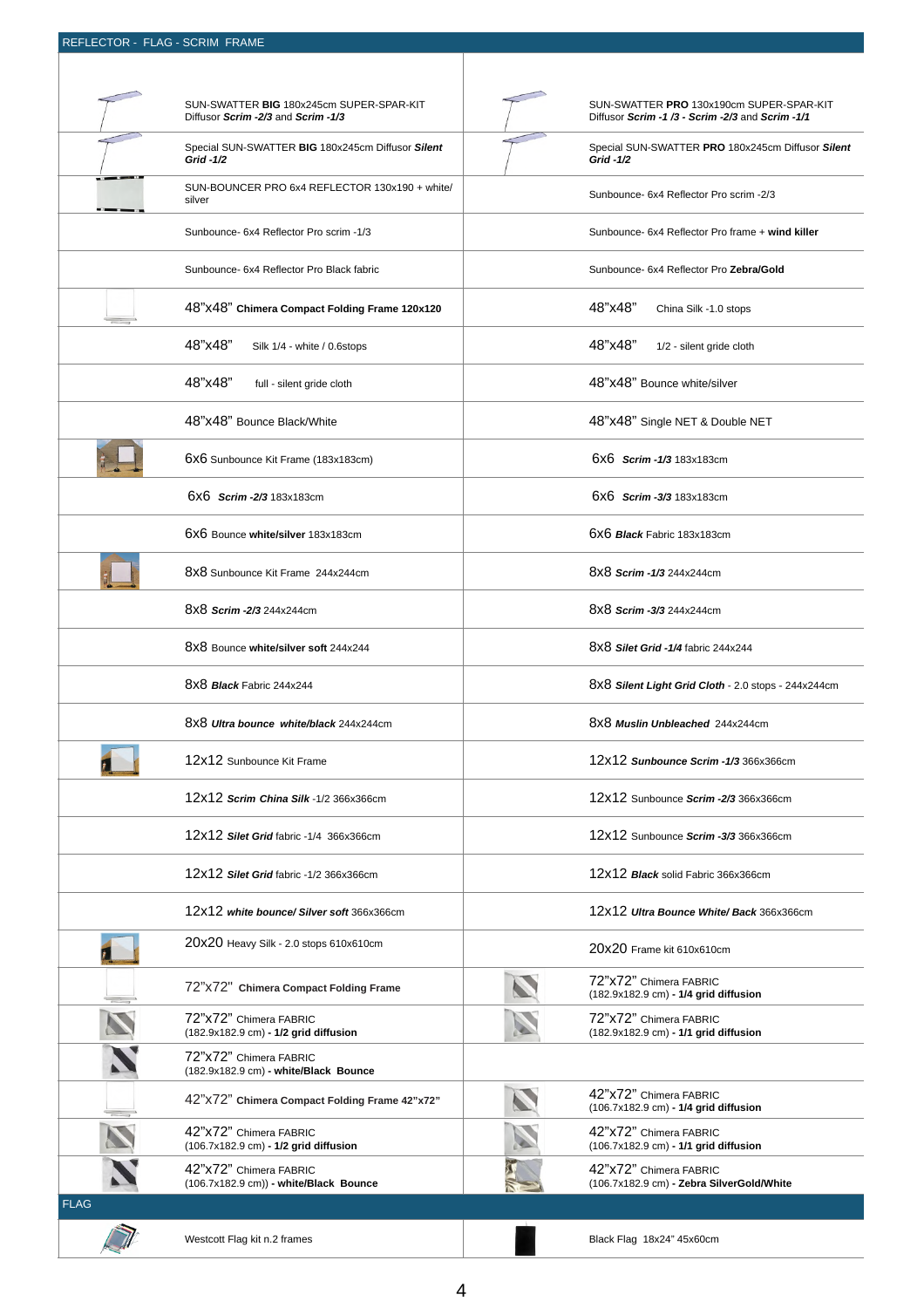## REFLECTOR - FLAG - SCRIM FRAME

| | | | |
|---|---|---|---|
| | SUN-SWATTER **BIG** 180x245cm SUPER-SPAR-KIT Diffusor ***Scrim -2/3*** and ***Scrim -1/3*** | | SUN-SWATTER **PRO** 130x190cm SUPER-SPAR-KIT Diffusor ***Scrim -1 /3 - Scrim -2/3*** and ***Scrim -1/1*** |
| | Special SUN-SWATTER **BIG** 180x245cm Diffusor ***Silent Grid -1/2*** | | Special SUN-SWATTER **PRO** 180x245cm Diffusor ***Silent Grid -1/2*** |
| | SUN-BOUNCER PRO 6x4 REFLECTOR 130x190 + white/ silver | | Sunbounce- 6x4 Reflector Pro scrim -2/3 |
| | Sunbounce- 6x4 Reflector Pro scrim -1/3 | | Sunbounce- 6x4 Reflector Pro frame + **wind killer** |
| | Sunbounce- 6x4 Reflector Pro Black fabric | | Sunbounce- 6x4 Reflector Pro **Zebra/Gold** |
| | 48"x48" **Chimera Compact Folding Frame 120x120** | | 48"x48" China Silk -1.0 stops |
| | 48"x48" Silk 1/4 - white / 0.6stops | | 48"x48" 1/2 - silent gride cloth |
| | 48"x48" full - silent gride cloth | | 48"x48" Bounce white/silver |
| | 48"x48" Bounce Black/White | | 48"x48" Single NET & Double NET |
| | 6x6 Sunbounce Kit Frame (183x183cm) | | 6x6 ***Scrim -1/3*** 183x183cm |
| | 6x6 ***Scrim -2/3*** 183x183cm | | 6x6 ***Scrim -3/3*** 183x183cm |
| | 6x6 Bounce **white/silver** 183x183cm | | 6x6 ***Black*** Fabric 183x183cm |
| | 8x8 Sunbounce Kit Frame 244x244cm | | 8x8 ***Scrim -1/3*** 244x244cm |
| | 8x8 ***Scrim -2/3*** 244x244cm | | 8x8 ***Scrim -3/3*** 244x244cm |
| | 8x8 Bounce **white/silver soft** 244x244 | | 8x8 ***Silet Grid -1/4*** fabric 244x244 |
| | 8x8 ***Black*** Fabric 244x244 | | 8x8 ***Silent Light Grid Cloth*** - 2.0 stops - 244x244cm |
| | 8x8 ***Ultra bounce white/black*** 244x244cm | | 8x8 ***Muslin Unbleached*** 244x244cm |
| | 12x12 Sunbounce Kit Frame | | 12x12 ***Sunbounce Scrim -1/3*** 366x366cm |
| | 12x12 ***Scrim China Silk*** -1/2 366x366cm | | 12x12 Sunbounce ***Scrim -2/3*** 366x366cm |
| | 12x12 ***Silet Grid*** fabric -1/4 366x366cm | | 12x12 Sunbounce ***Scrim -3/3*** 366x366cm |
| | 12x12 ***Silet Grid*** fabric -1/2 366x366cm | | 12x12 ***Black*** solid Fabric 366x366cm |
| | 12x12 ***white bounce/ Silver soft*** 366x366cm | | 12x12 ***Ultra Bounce White/ Back*** 366x366cm |
| | 20x20 Heavy Silk - 2.0 stops 610x610cm | | 20x20 Frame kit 610x610cm |
| | 72"x72" **Chimera Compact Folding Frame** | | 72"x72" Chimera FABRIC (182.9x182.9 cm) - **1/4 grid diffusion** |
| | 72"x72" Chimera FABRIC (182.9x182.9 cm) - **1/2 grid diffusion** | | 72"x72" Chimera FABRIC (182.9x182.9 cm) - **1/1 grid diffusion** |
| | 72"x72" Chimera FABRIC (182.9x182.9 cm) **- white/Black Bounce** | | |
| | 42"x72" **Chimera Compact Folding Frame 42"x72"** | | 42"x72" Chimera FABRIC (106.7x182.9 cm) - **1/4 grid diffusion** |
| | 42"x72" Chimera FABRIC (106.7x182.9 cm) - **1/2 grid diffusion** | | 42"x72" Chimera FABRIC (106.7x182.9 cm) - **1/1 grid diffusion** |
| | 42"x72" Chimera FABRIC (106.7x182.9 cm)) **- white/Black Bounce** | | 42"x72" Chimera FABRIC (106.7x182.9 cm) **- Zebra SilverGold/White** |

## FLAG

| | | | |
|---|---|---|---|
| | Westcott Flag kit n.2 frames | | Black Flag 18x24" 45x60cm |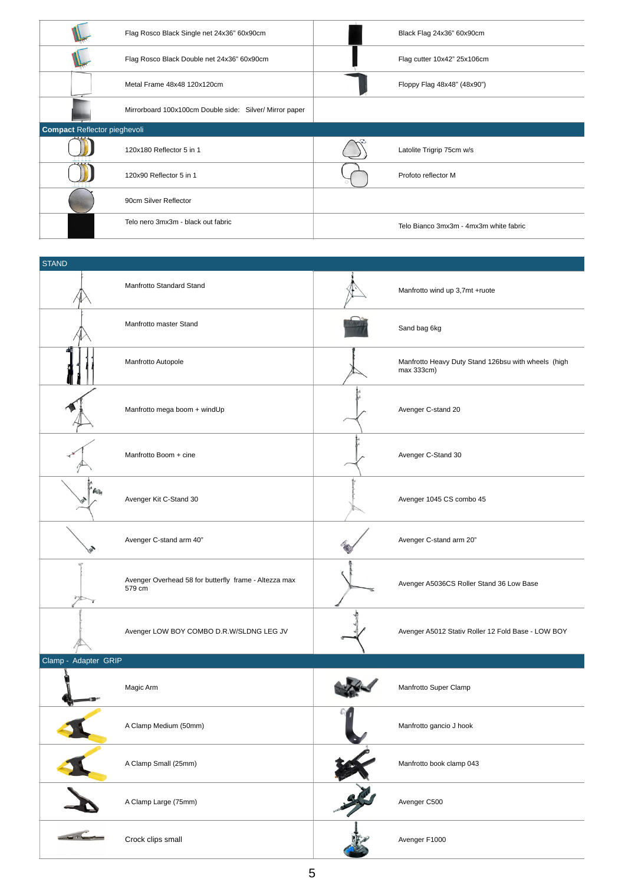| | | | |
|---|---|---|---|
| | Flag Rosco Black Single net 24x36" 60x90cm | | Black Flag 24x36" 60x90cm |
| | Flag Rosco Black Double net 24x36" 60x90cm | | Flag cutter 10x42" 25x106cm |
| | Metal Frame 48x48 120x120cm | | Floppy Flag 48x48" (48x90") |
| | Mirrorboard 100x100cm Double side: Silver/ Mirror paper | | |
| **Compact** Reflector pieghevoli | | | |
| | 120x180 Reflector 5 in 1 | | Latolite Trigrip 75cm w/s |
| | 120x90 Reflector 5 in 1 | | Profoto reflector M |
| | 90cm Silver Reflector | | |
| | Telo nero 3mx3m - black out fabric | | Telo Bianco 3mx3m - 4mx3m white fabric |

| | | | |
|---|---|---|---|
| STAND | | | |
| | Manfrotto Standard Stand | | Manfrotto wind up 3,7mt +ruote |
| | Manfrotto master Stand | | Sand bag 6kg |
| | Manfrotto Autopole | | Manfrotto Heavy Duty Stand 126bsu with wheels (high max 333cm) |
| | Manfrotto mega boom + windUp | | Avenger C-stand 20 |
| | Manfrotto Boom + cine | | Avenger C-Stand 30 |
| | Avenger Kit C-Stand 30 | | Avenger 1045 CS combo 45 |
| | Avenger C-stand arm 40" | | Avenger C-stand arm 20" |
| | Avenger Overhead 58 for butterfly frame - Altezza max 579 cm | | Avenger A5036CS Roller Stand 36 Low Base |
| | Avenger LOW BOY COMBO D.R.W/SLDNG LEG JV | | Avenger A5012 Stativ Roller 12 Fold Base - LOW BOY |
| Clamp - Adapter GRIP | | | |
| | Magic Arm | | Manfrotto Super Clamp |
| | A Clamp Medium (50mm) | | Manfrotto gancio J hook |
| | A Clamp Small (25mm) | | Manfrotto book clamp 043 |
| | A Clamp Large (75mm) | | Avenger C500 |
| | Crock clips small | | Avenger F1000 |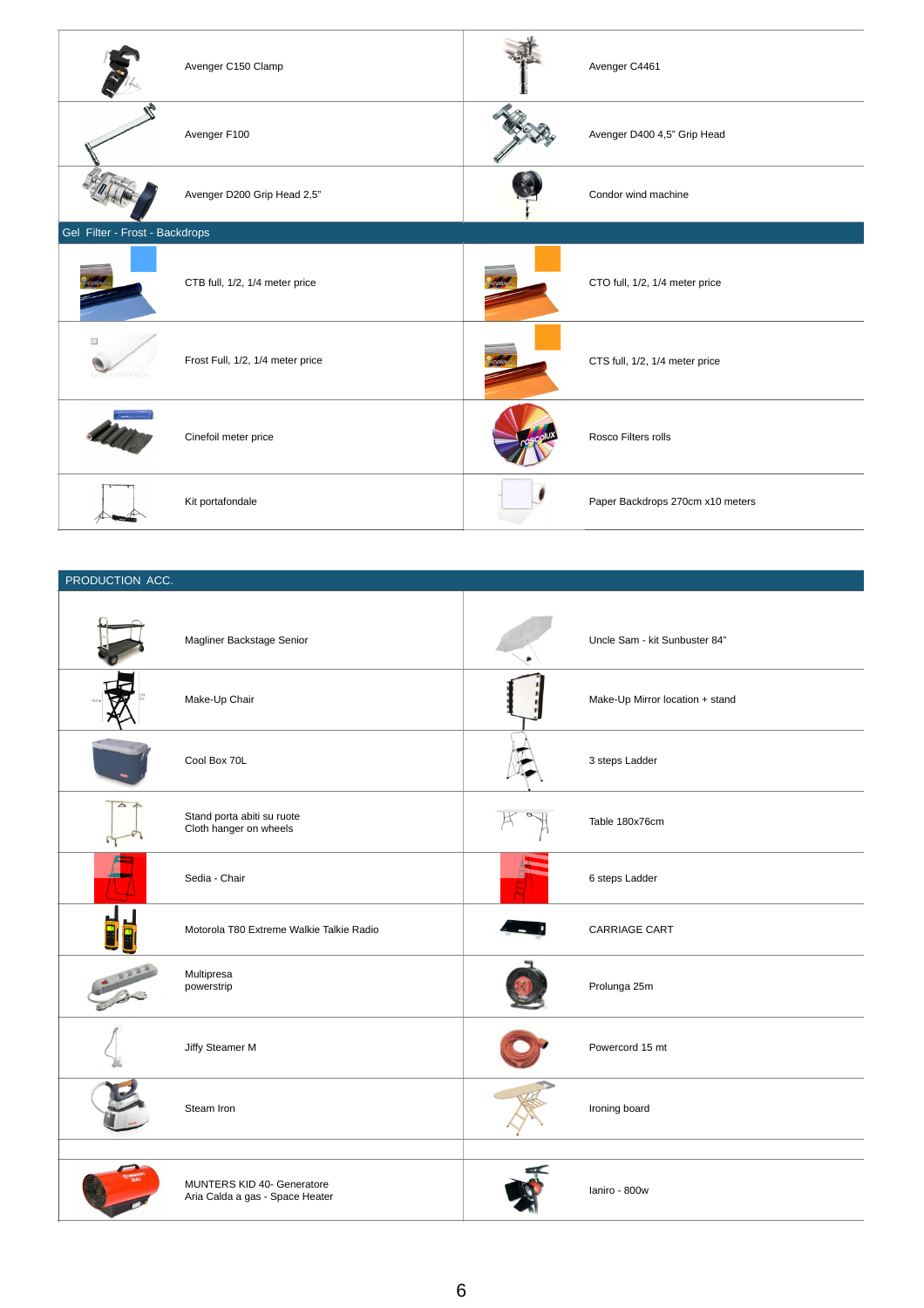| | | | |
|---|---|---|---|
| | Avenger C150 Clamp | | Avenger C4461 |
| | Avenger F100 | | Avenger D400 4,5" Grip Head |
| | Avenger D200 Grip Head 2,5" | | Condor wind machine |

## Gel Filter - Frost - Backdrops

| | | | |
|---|---|---|---|
| | CTB full, 1/2, 1/4 meter price | | CTO full, 1/2, 1/4 meter price |
| | Frost Full, 1/2, 1/4 meter price | | CTS full, 1/2, 1/4 meter price |
| | Cinefoil meter price | | Rosco Filters rolls |
| | Kit portafondale | | Paper Backdrops 270cm x10 meters |

## PRODUCTION ACC.

| | | | |
|---|---|---|---|
| | Magliner Backstage Senior | | Uncle Sam - kit Sunbuster 84" |
| | Make-Up Chair | | Make-Up Mirror location + stand |
| | Cool Box 70L | | 3 steps Ladder |
| | Stand porta abiti su ruote<br>Cloth hanger on wheels | | Table 180x76cm |
| | Sedia - Chair | | 6 steps Ladder |
| | Motorola T80 Extreme Walkie Talkie Radio | | CARRIAGE CART |
| | Multipresa<br>powerstrip | | Prolunga 25m |
| | Jiffy Steamer M | | Powercord 15 mt |
| | Steam Iron | | Ironing board |
| | | | |
| | MUNTERS KID 40- Generatore<br>Aria Calda a gas - Space Heater | | Ianiro - 800w |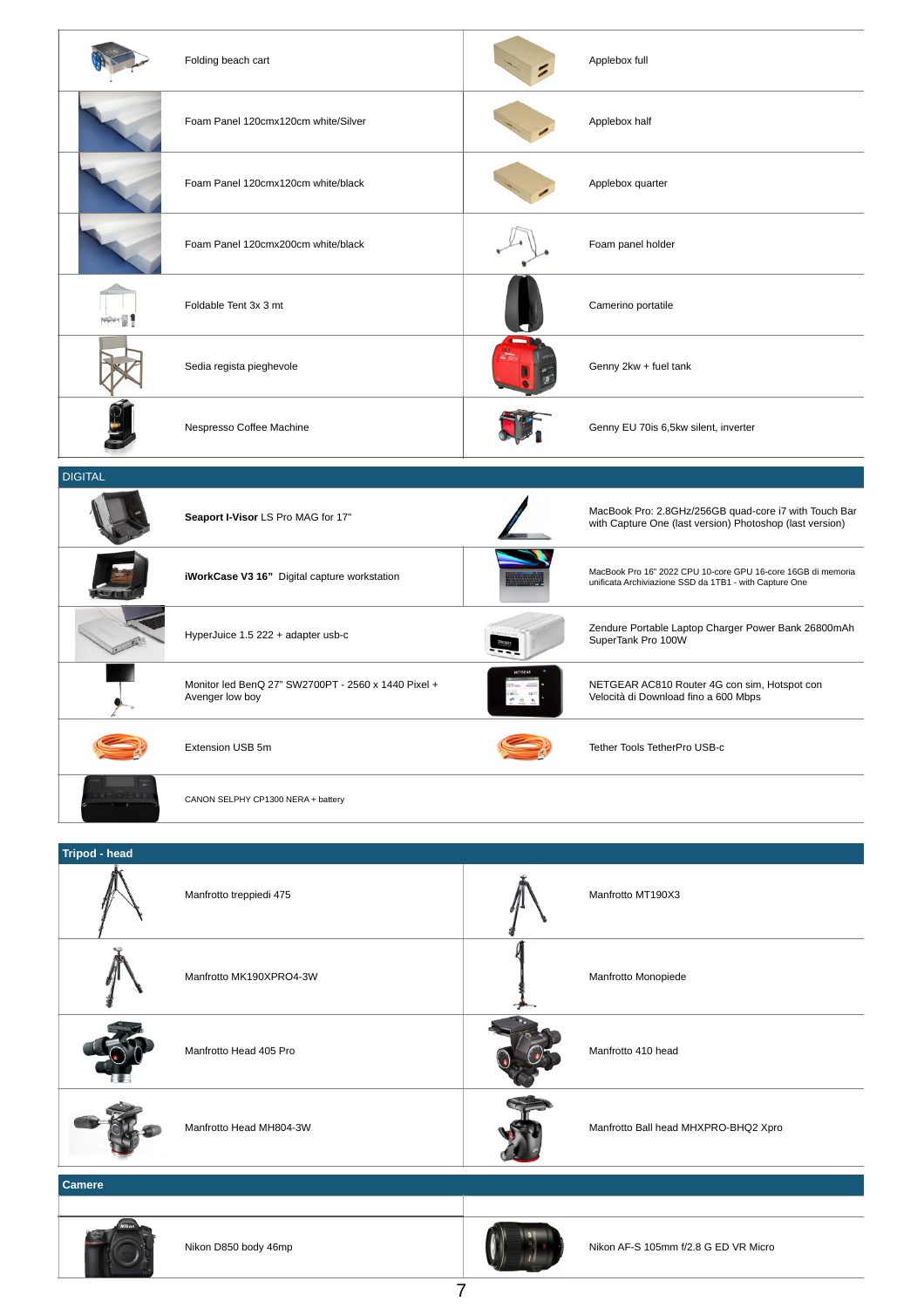| | | | |
|---|---|---|---|
| | Folding beach cart | | Applebox full |
| | Foam Panel 120cmx120cm white/Silver | | Applebox half |
| | Foam Panel 120cmx120cm white/black | | Applebox quarter |
| | Foam Panel 120cmx200cm white/black | | Foam panel holder |
| | Foldable Tent 3x 3 mt | | Camerino portatile |
| | Sedia regista pieghevole | | Genny 2kw + fuel tank |
| | Nespresso Coffee Machine | | Genny EU 70is 6,5kw silent, inverter |

## DIGITAL

| | | | |
|---|---|---|---|
| | **Seaport I-Visor** LS Pro MAG for 17" | | MacBook Pro: 2.8GHz/256GB quad-core i7 with Touch Bar with Capture One (last version) Photoshop (last version) |
| | **iWorkCase V3 16"** Digital capture workstation | | MacBook Pro 16" 2022 CPU 10-core GPU 16-core 16GB di memoria unificata Archiviazione SSD da 1TB1 - with Capture One |
| | HyperJuice 1.5 222 + adapter usb-c | | Zendure Portable Laptop Charger Power Bank 26800mAh SuperTank Pro 100W |
| | Monitor led BenQ 27" SW2700PT - 2560 x 1440 Pixel + Avenger low boy | | NETGEAR AC810 Router 4G con sim, Hotspot con Velocità di Download fino a 600 Mbps |
| | Extension USB 5m | | Tether Tools TetherPro USB-c |
| | CANON SELPHY CP1300 NERA + battery | | |

## Tripod - head

| | | | |
|---|---|---|---|
| | Manfrotto treppiedi 475 | | Manfrotto MT190X3 |
| | Manfrotto MK190XPRO4-3W | | Manfrotto Monopiede |
| | Manfrotto Head 405 Pro | | Manfrotto 410 head |
| | Manfrotto Head MH804-3W | | Manfrotto Ball head MHXPRO-BHQ2 Xpro |

## Camere

| | | | |
|---|---|---|---|
| | Nikon D850 body 46mp | | Nikon AF-S 105mm f/2.8 G ED VR Micro |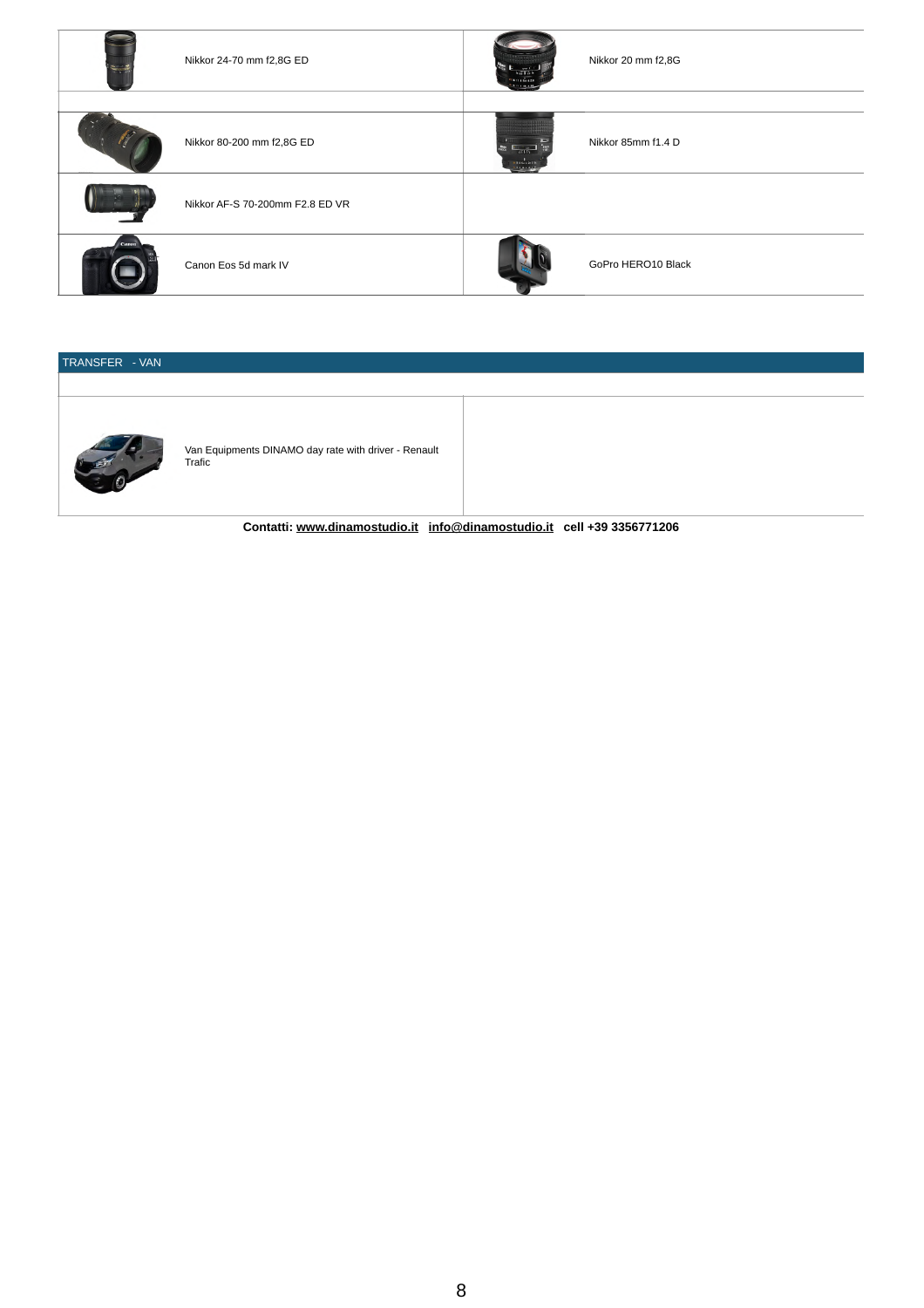| | | | |
|---|---|---|---|
| | Nikkor 24-70 mm f2,8G ED | | Nikkor 20 mm f2,8G |
| | | | |
| | Nikkor 80-200 mm f2,8G ED | | Nikkor 85mm f1.4 D |
| | Nikkor AF-S 70-200mm F2.8 ED VR | | |
| | Canon Eos 5d mark IV | | GoPro HERO10 Black |

| TRANSFER - VAN | | |
|---|---|---|
| | | |
| | Van Equipments DINAMO day rate with driver - Renault Trafic | |

**Contatti: www.dinamostudio.it info@dinamostudio.it cell +39 3356771206**